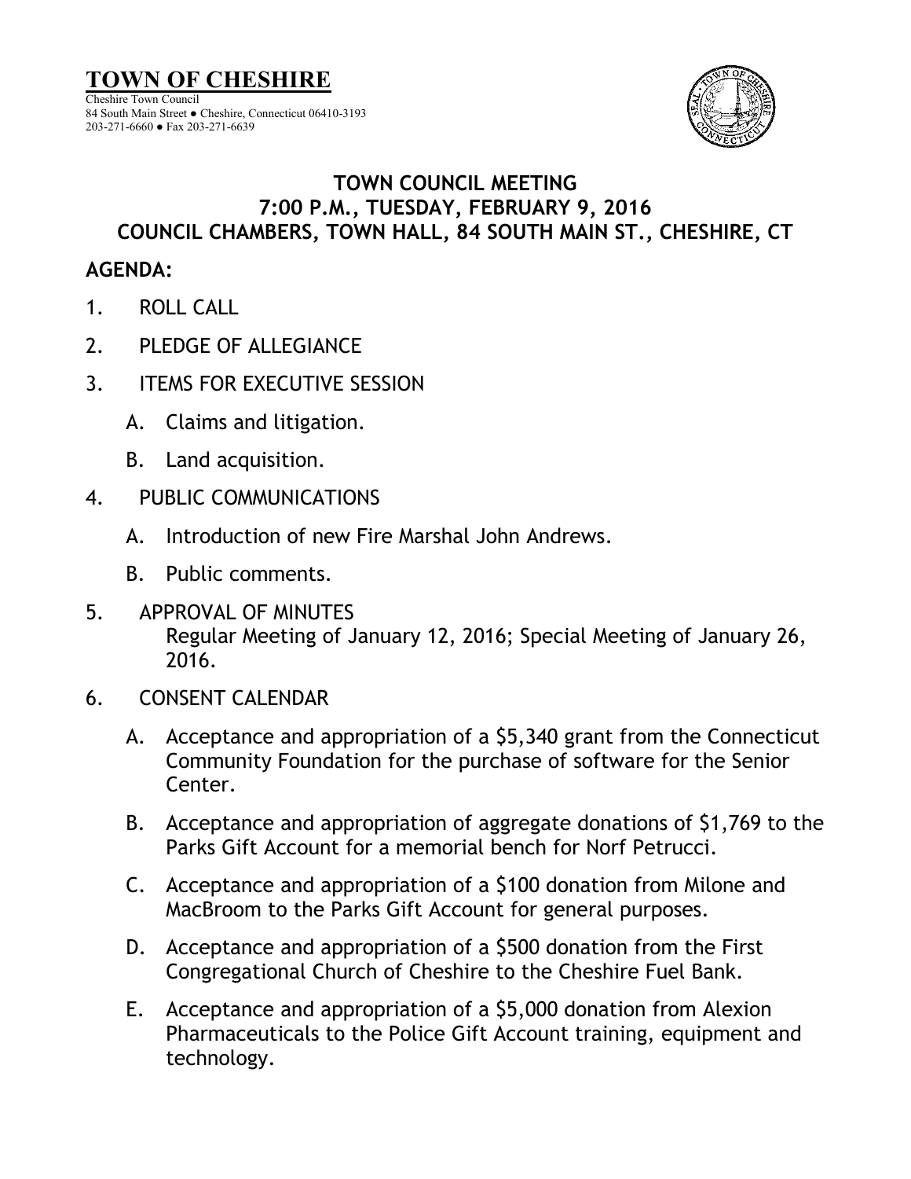# TOWN OF CHESHIRE

Cheshire Town Council
84 South Main Street ● Cheshire, Connecticut 06410-3193
203-271-6660 ● Fax 203-271-6639

## TOWN COUNCIL MEETING
## 7:00 P.M., TUESDAY, FEBRUARY 9, 2016
## COUNCIL CHAMBERS, TOWN HALL, 84 SOUTH MAIN ST., CHESHIRE, CT

**AGENDA:**

1. ROLL CALL
2. PLEDGE OF ALLEGIANCE
3. ITEMS FOR EXECUTIVE SESSION
   - A. Claims and litigation.
   - B. Land acquisition.
4. PUBLIC COMMUNICATIONS
   - A. Introduction of new Fire Marshal John Andrews.
   - B. Public comments.
5. APPROVAL OF MINUTES
   Regular Meeting of January 12, 2016; Special Meeting of January 26, 2016.
6. CONSENT CALENDAR
   - A. Acceptance and appropriation of a $5,340 grant from the Connecticut Community Foundation for the purchase of software for the Senior Center.
   - B. Acceptance and appropriation of aggregate donations of $1,769 to the Parks Gift Account for a memorial bench for Norf Petrucci.
   - C. Acceptance and appropriation of a $100 donation from Milone and MacBroom to the Parks Gift Account for general purposes.
   - D. Acceptance and appropriation of a $500 donation from the First Congregational Church of Cheshire to the Cheshire Fuel Bank.
   - E. Acceptance and appropriation of a $5,000 donation from Alexion Pharmaceuticals to the Police Gift Account training, equipment and technology.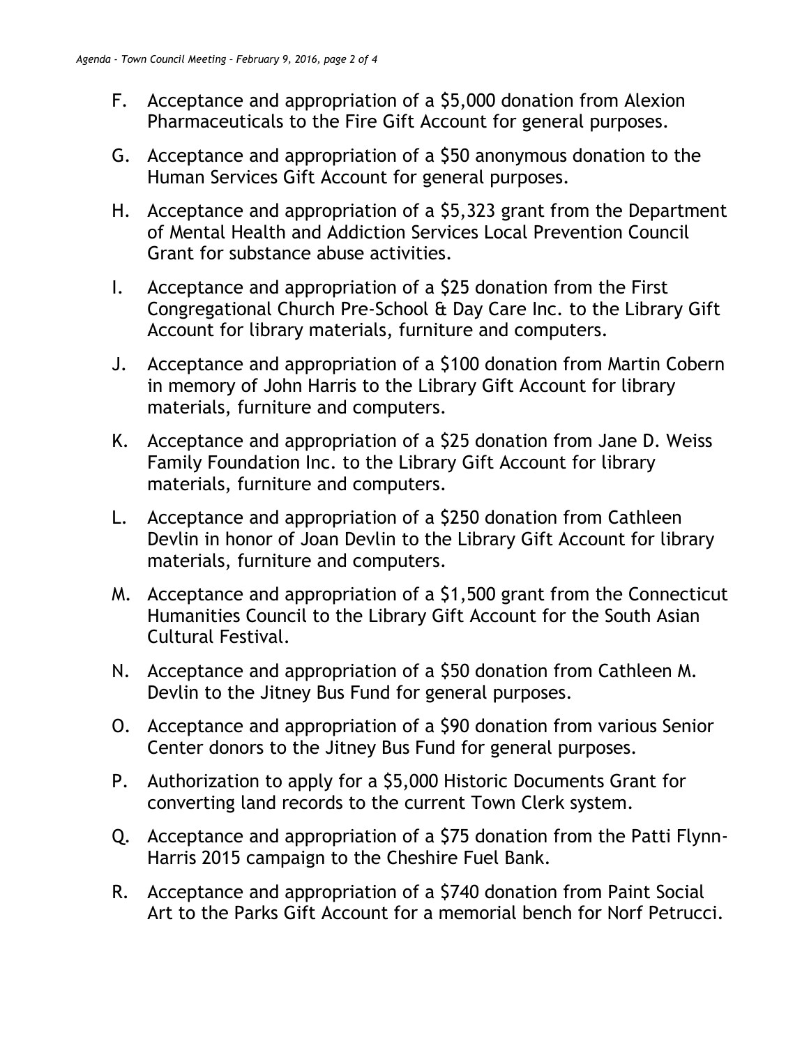F. Acceptance and appropriation of a $5,000 donation from Alexion Pharmaceuticals to the Fire Gift Account for general purposes.

G. Acceptance and appropriation of a $50 anonymous donation to the Human Services Gift Account for general purposes.

H. Acceptance and appropriation of a $5,323 grant from the Department of Mental Health and Addiction Services Local Prevention Council Grant for substance abuse activities.

I. Acceptance and appropriation of a $25 donation from the First Congregational Church Pre-School & Day Care Inc. to the Library Gift Account for library materials, furniture and computers.

J. Acceptance and appropriation of a $100 donation from Martin Cobern in memory of John Harris to the Library Gift Account for library materials, furniture and computers.

K. Acceptance and appropriation of a $25 donation from Jane D. Weiss Family Foundation Inc. to the Library Gift Account for library materials, furniture and computers.

L. Acceptance and appropriation of a $250 donation from Cathleen Devlin in honor of Joan Devlin to the Library Gift Account for library materials, furniture and computers.

M. Acceptance and appropriation of a $1,500 grant from the Connecticut Humanities Council to the Library Gift Account for the South Asian Cultural Festival.

N. Acceptance and appropriation of a $50 donation from Cathleen M. Devlin to the Jitney Bus Fund for general purposes.

O. Acceptance and appropriation of a $90 donation from various Senior Center donors to the Jitney Bus Fund for general purposes.

P. Authorization to apply for a $5,000 Historic Documents Grant for converting land records to the current Town Clerk system.

Q. Acceptance and appropriation of a $75 donation from the Patti Flynn-Harris 2015 campaign to the Cheshire Fuel Bank.

R. Acceptance and appropriation of a $740 donation from Paint Social Art to the Parks Gift Account for a memorial bench for Norf Petrucci.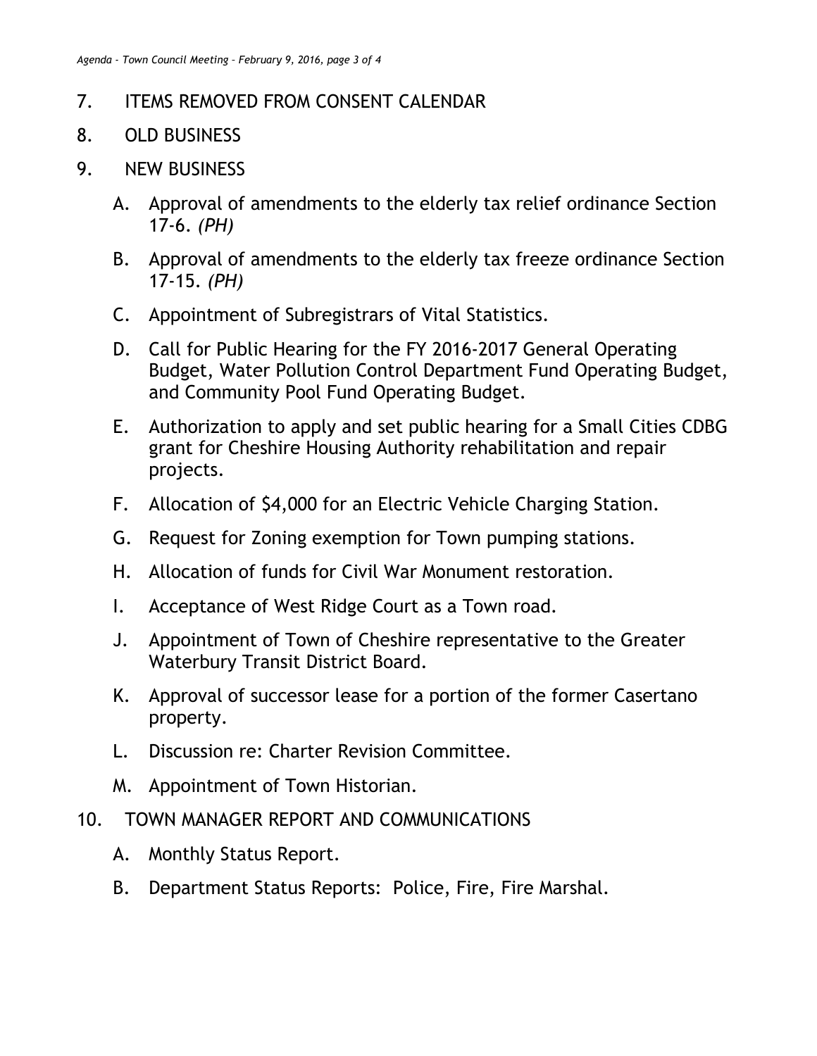7. ITEMS REMOVED FROM CONSENT CALENDAR

8. OLD BUSINESS

9. NEW BUSINESS

   A. Approval of amendments to the elderly tax relief ordinance Section 17-6. *(PH)*

   B. Approval of amendments to the elderly tax freeze ordinance Section 17-15. *(PH)*

   C. Appointment of Subregistrars of Vital Statistics.

   D. Call for Public Hearing for the FY 2016-2017 General Operating Budget, Water Pollution Control Department Fund Operating Budget, and Community Pool Fund Operating Budget.

   E. Authorization to apply and set public hearing for a Small Cities CDBG grant for Cheshire Housing Authority rehabilitation and repair projects.

   F. Allocation of $4,000 for an Electric Vehicle Charging Station.

   G. Request for Zoning exemption for Town pumping stations.

   H. Allocation of funds for Civil War Monument restoration.

   I. Acceptance of West Ridge Court as a Town road.

   J. Appointment of Town of Cheshire representative to the Greater Waterbury Transit District Board.

   K. Approval of successor lease for a portion of the former Casertano property.

   L. Discussion re: Charter Revision Committee.

   M. Appointment of Town Historian.

10. TOWN MANAGER REPORT AND COMMUNICATIONS

   A. Monthly Status Report.

   B. Department Status Reports: Police, Fire, Fire Marshal.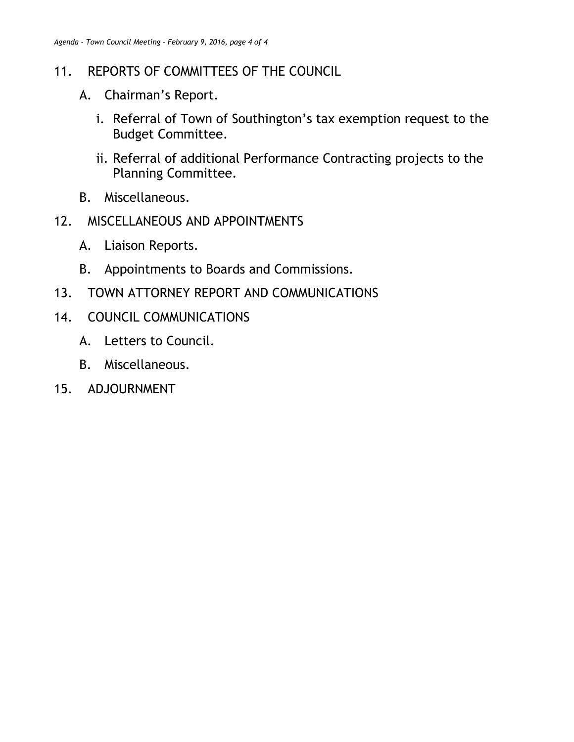11. REPORTS OF COMMITTEES OF THE COUNCIL

    A. Chairman's Report.

        i. Referral of Town of Southington's tax exemption request to the Budget Committee.

        ii. Referral of additional Performance Contracting projects to the Planning Committee.

    B. Miscellaneous.

12. MISCELLANEOUS AND APPOINTMENTS

    A. Liaison Reports.

    B. Appointments to Boards and Commissions.

13. TOWN ATTORNEY REPORT AND COMMUNICATIONS

14. COUNCIL COMMUNICATIONS

    A. Letters to Council.

    B. Miscellaneous.

15. ADJOURNMENT